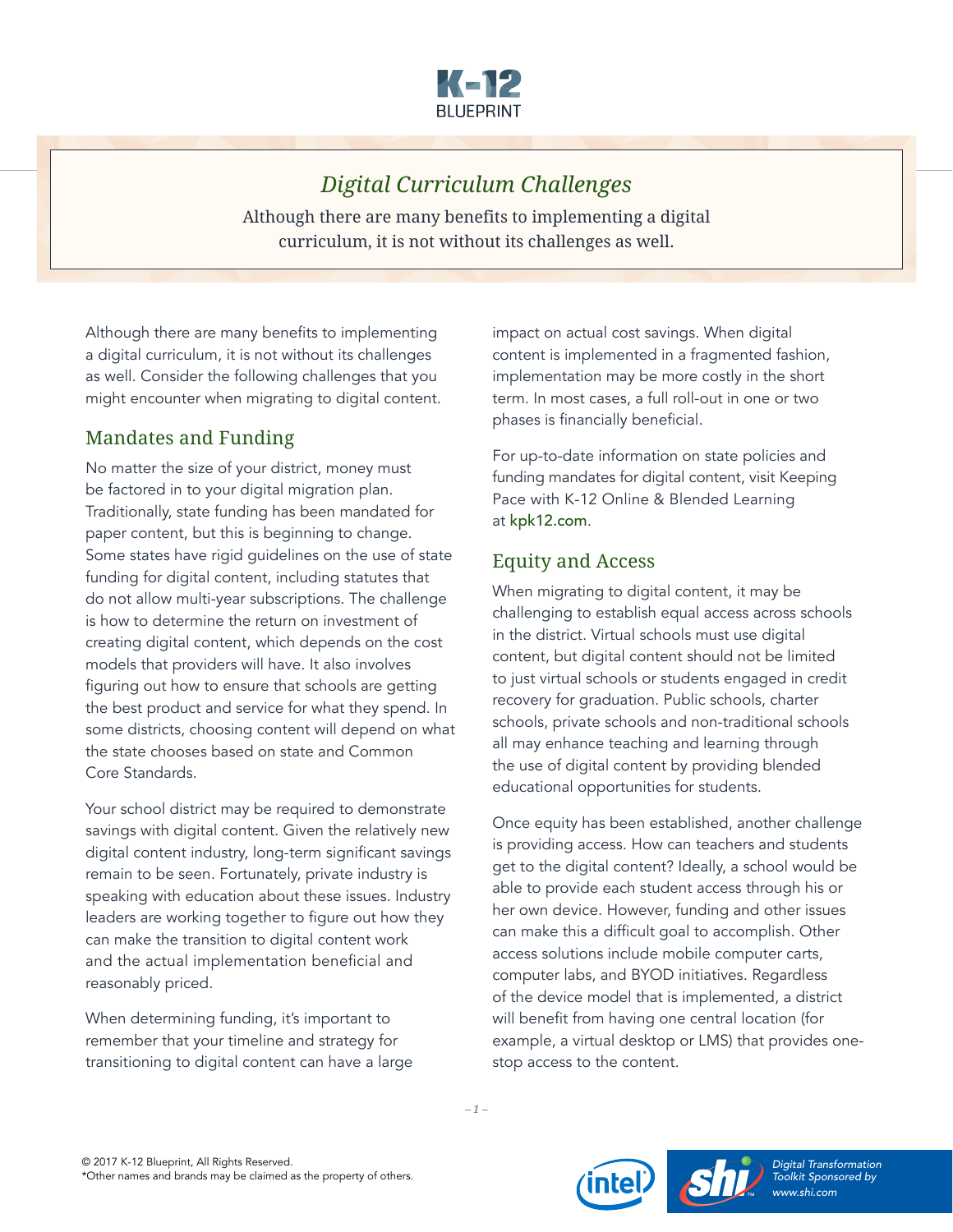# Digital Curriculum Challenges

Although there are many benefits to implementing a digital curriculum, it is not without its challenges as well.

Although there are many benefits to implementing a digital curriculum, it is not without its challenges as well. Consider the following challenges that you might encounter when migrating to digital content.

## Mandates and Funding

No matter the size of your district, money must be factored in to your digital migration plan. Traditionally, state funding has been mandated for paper content, but this is beginning to change. Some states have rigid guidelines on the use of state funding for digital content, including statutes that do not allow multi-year subscriptions. The challenge is how to determine the return on investment of creating digital content, which depends on the cost models that providers will have. It also involves figuring out how to ensure that schools are getting the best product and service for what they spend. In some districts, choosing content will depend on what the state chooses based on state and Common Core Standards.

Your school district may be required to demonstrate savings with digital content. Given the relatively new digital content industry, long-term significant savings remain to be seen. Fortunately, private industry is speaking with education about these issues. Industry leaders are working together to figure out how they can make the transition to digital content work and the actual implementation beneficial and reasonably priced.

When determining funding, it's important to remember that your timeline and strategy for transitioning to digital content can have a large impact on actual cost savings. When digital content is implemented in a fragmented fashion, implementation may be more costly in the short term. In most cases, a full roll-out in one or two phases is financially beneficial.

For up-to-date information on state policies and funding mandates for digital content, visit Keeping Pace with K-12 Online & Blended Learning at kpk12.com.

## Equity and Access

When migrating to digital content, it may be challenging to establish equal access across schools in the district. Virtual schools must use digital content, but digital content should not be limited to just virtual schools or students engaged in credit recovery for graduation. Public schools, charter schools, private schools and non-traditional schools all may enhance teaching and learning through the use of digital content by providing blended educational opportunities for students.

Once equity has been established, another challenge is providing access. How can teachers and students get to the digital content? Ideally, a school would be able to provide each student access through his or her own device. However, funding and other issues can make this a difficult goal to accomplish. Other access solutions include mobile computer carts, computer labs, and BYOD initiatives. Regardless of the device model that is implemented, a district will benefit from having one central location (for example, a virtual desktop or LMS) that provides one-stop access to the content.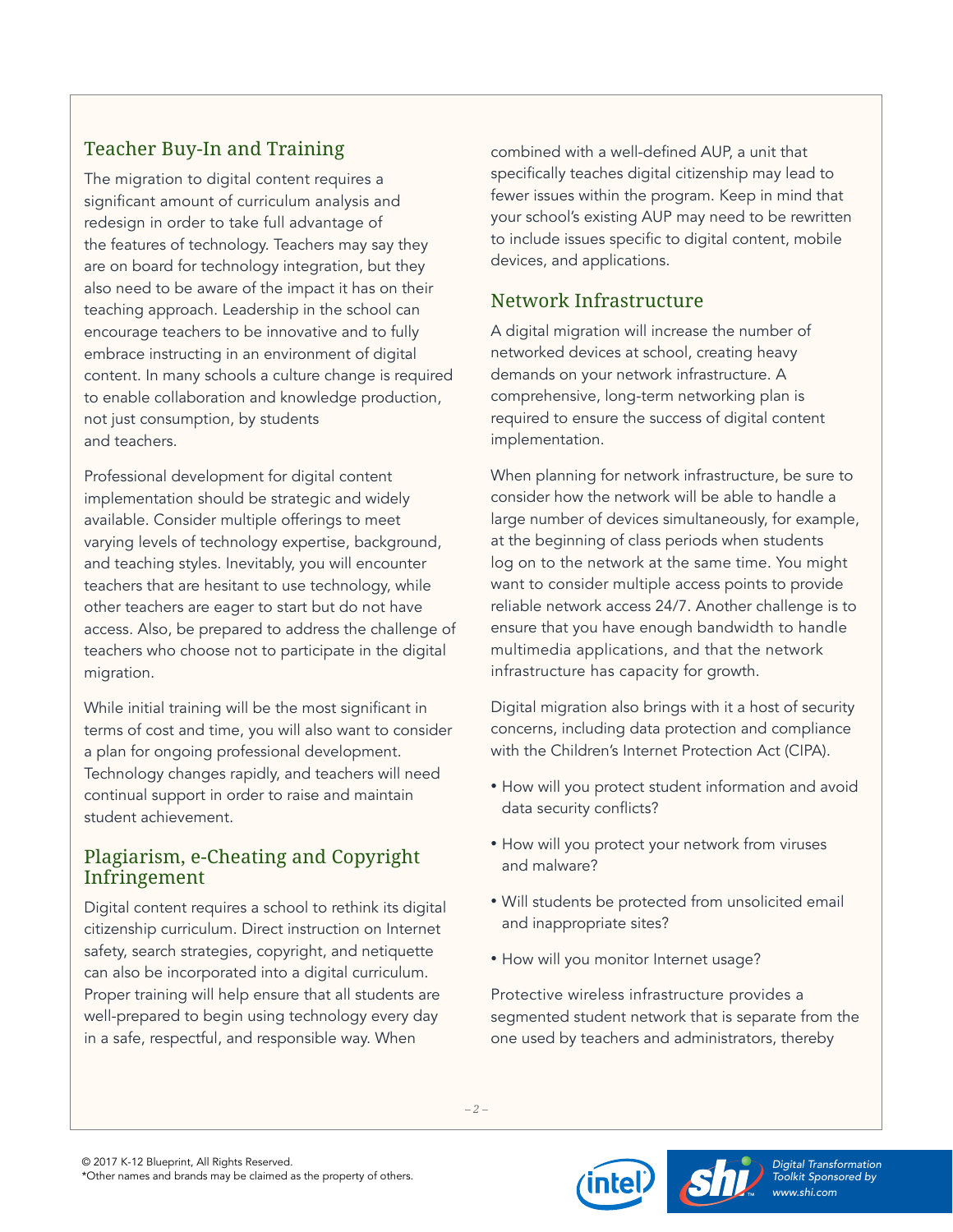## Teacher Buy-In and Training

The migration to digital content requires a significant amount of curriculum analysis and redesign in order to take full advantage of the features of technology. Teachers may say they are on board for technology integration, but they also need to be aware of the impact it has on their teaching approach. Leadership in the school can encourage teachers to be innovative and to fully embrace instructing in an environment of digital content. In many schools a culture change is required to enable collaboration and knowledge production, not just consumption, by students and teachers.

Professional development for digital content implementation should be strategic and widely available. Consider multiple offerings to meet varying levels of technology expertise, background, and teaching styles. Inevitably, you will encounter teachers that are hesitant to use technology, while other teachers are eager to start but do not have access. Also, be prepared to address the challenge of teachers who choose not to participate in the digital migration.

While initial training will be the most significant in terms of cost and time, you will also want to consider a plan for ongoing professional development. Technology changes rapidly, and teachers will need continual support in order to raise and maintain student achievement.

## Plagiarism, e-Cheating and Copyright Infringement

Digital content requires a school to rethink its digital citizenship curriculum. Direct instruction on Internet safety, search strategies, copyright, and netiquette can also be incorporated into a digital curriculum. Proper training will help ensure that all students are well-prepared to begin using technology every day in a safe, respectful, and responsible way. When combined with a well-defined AUP, a unit that specifically teaches digital citizenship may lead to fewer issues within the program. Keep in mind that your school's existing AUP may need to be rewritten to include issues specific to digital content, mobile devices, and applications.

## Network Infrastructure

A digital migration will increase the number of networked devices at school, creating heavy demands on your network infrastructure. A comprehensive, long-term networking plan is required to ensure the success of digital content implementation.

When planning for network infrastructure, be sure to consider how the network will be able to handle a large number of devices simultaneously, for example, at the beginning of class periods when students log on to the network at the same time. You might want to consider multiple access points to provide reliable network access 24/7. Another challenge is to ensure that you have enough bandwidth to handle multimedia applications, and that the network infrastructure has capacity for growth.

Digital migration also brings with it a host of security concerns, including data protection and compliance with the Children's Internet Protection Act (CIPA).

- How will you protect student information and avoid data security conflicts?
- How will you protect your network from viruses and malware?
- Will students be protected from unsolicited email and inappropriate sites?
- How will you monitor Internet usage?

Protective wireless infrastructure provides a segmented student network that is separate from the one used by teachers and administrators, thereby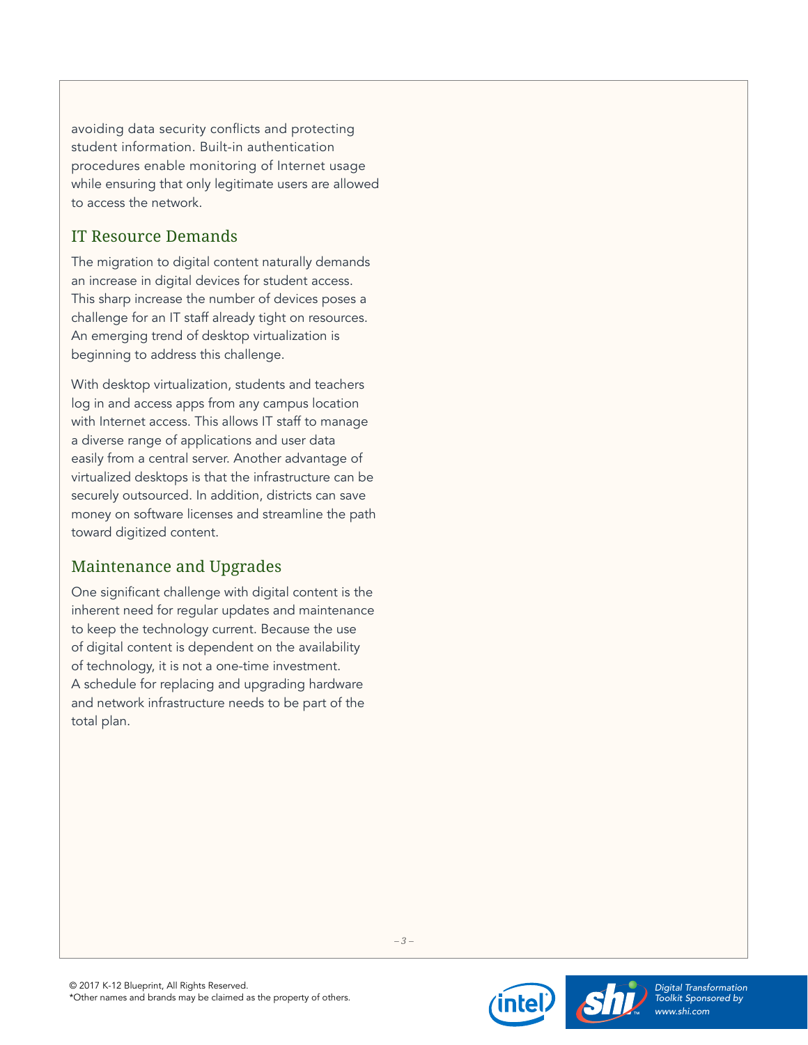avoiding data security conflicts and protecting student information. Built-in authentication procedures enable monitoring of Internet usage while ensuring that only legitimate users are allowed to access the network.

## IT Resource Demands

The migration to digital content naturally demands an increase in digital devices for student access. This sharp increase the number of devices poses a challenge for an IT staff already tight on resources. An emerging trend of desktop virtualization is beginning to address this challenge.

With desktop virtualization, students and teachers log in and access apps from any campus location with Internet access. This allows IT staff to manage a diverse range of applications and user data easily from a central server. Another advantage of virtualized desktops is that the infrastructure can be securely outsourced. In addition, districts can save money on software licenses and streamline the path toward digitized content.

## Maintenance and Upgrades

One significant challenge with digital content is the inherent need for regular updates and maintenance to keep the technology current. Because the use of digital content is dependent on the availability of technology, it is not a one-time investment. A schedule for replacing and upgrading hardware and network infrastructure needs to be part of the total plan.

© 2017 K-12 Blueprint, All Rights Reserved.
*Other names and brands may be claimed as the property of others.

*Digital Transformation Toolkit Sponsored by www.shi.com*